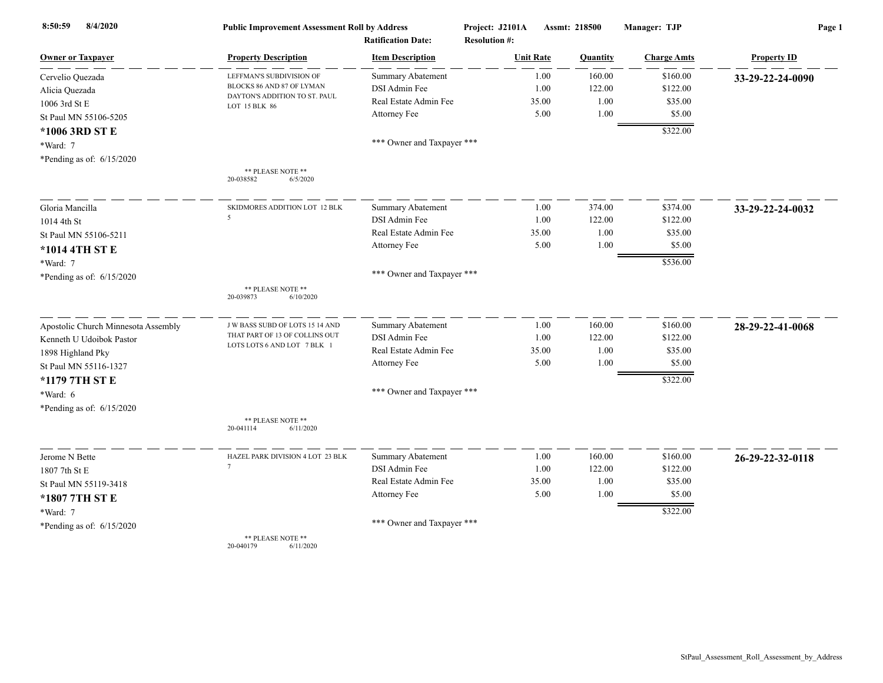8:50:59 8/4/2020 **Public Improvement Assessment Roll by Address** **Project: J2101A** **Assmt: 218500** **Manager: TJP**

**Ratification Date:** **Resolution #:**

| Owner or Taxpayer | Property Description | Item Description | Unit Rate | Quantity | Charge Amts | Property ID |
|---|---|---|---|---|---|---|
| Cervelio Quezada<br>Alicia Quezada<br>1006 3rd St E<br>St Paul MN 55106-5205<br>**\*1006 3RD ST E**<br>\*Ward: 7<br>\*Pending as of: 6/15/2020 | LEFFMAN'S SUBDIVISION OF BLOCKS 86 AND 87 OF LYMAN DAYTON'S ADDITION TO ST. PAUL LOT 15 BLK 86<br><br>\*\* PLEASE NOTE \*\*<br>20-038582 6/5/2020 | Summary Abatement<br>DSI Admin Fee<br>Real Estate Admin Fee<br>Attorney Fee<br><br>\*\*\* Owner and Taxpayer \*\*\* | 1.00<br>1.00<br>35.00<br>5.00 | 160.00<br>122.00<br>1.00<br>1.00 | $160.00<br>$122.00<br>$35.00<br>$5.00<br>$322.00 | **33-29-22-24-0090** |
| Gloria Mancilla<br>1014 4th St<br>St Paul MN 55106-5211<br>**\*1014 4TH ST E**<br>\*Ward: 7<br>\*Pending as of: 6/15/2020 | SKIDMORES ADDITION LOT 12 BLK 5<br><br>\*\* PLEASE NOTE \*\*<br>20-039873 6/10/2020 | Summary Abatement<br>DSI Admin Fee<br>Real Estate Admin Fee<br>Attorney Fee<br><br>\*\*\* Owner and Taxpayer \*\*\* | 1.00<br>1.00<br>35.00<br>5.00 | 374.00<br>122.00<br>1.00<br>1.00 | $374.00<br>$122.00<br>$35.00<br>$5.00<br>$536.00 | **33-29-22-24-0032** |
| Apostolic Church Minnesota Assembly<br>Kenneth U Udoibok Pastor<br>1898 Highland Pky<br>St Paul MN 55116-1327<br>**\*1179 7TH ST E**<br>\*Ward: 6<br>\*Pending as of: 6/15/2020 | J W BASS SUBD OF LOTS 15 14 AND THAT PART OF 13 OF COLLINS OUT LOTS LOTS 6 AND LOT 7 BLK 1<br><br>\*\* PLEASE NOTE \*\*<br>20-041114 6/11/2020 | Summary Abatement<br>DSI Admin Fee<br>Real Estate Admin Fee<br>Attorney Fee<br><br>\*\*\* Owner and Taxpayer \*\*\* | 1.00<br>1.00<br>35.00<br>5.00 | 160.00<br>122.00<br>1.00<br>1.00 | $160.00<br>$122.00<br>$35.00<br>$5.00<br>$322.00 | **28-29-22-41-0068** |
| Jerome N Bette<br>1807 7th St E<br>St Paul MN 55119-3418<br>**\*1807 7TH ST E**<br>\*Ward: 7<br>\*Pending as of: 6/15/2020 | HAZEL PARK DIVISION 4 LOT 23 BLK 7<br><br>\*\* PLEASE NOTE \*\*<br>20-040179 6/11/2020 | Summary Abatement<br>DSI Admin Fee<br>Real Estate Admin Fee<br>Attorney Fee<br><br>\*\*\* Owner and Taxpayer \*\*\* | 1.00<br>1.00<br>35.00<br>5.00 | 160.00<br>122.00<br>1.00<br>1.00 | $160.00<br>$122.00<br>$35.00<br>$5.00<br>$322.00 | **26-29-22-32-0118** |

StPaul_Assessment_Roll_Assessment_by_Address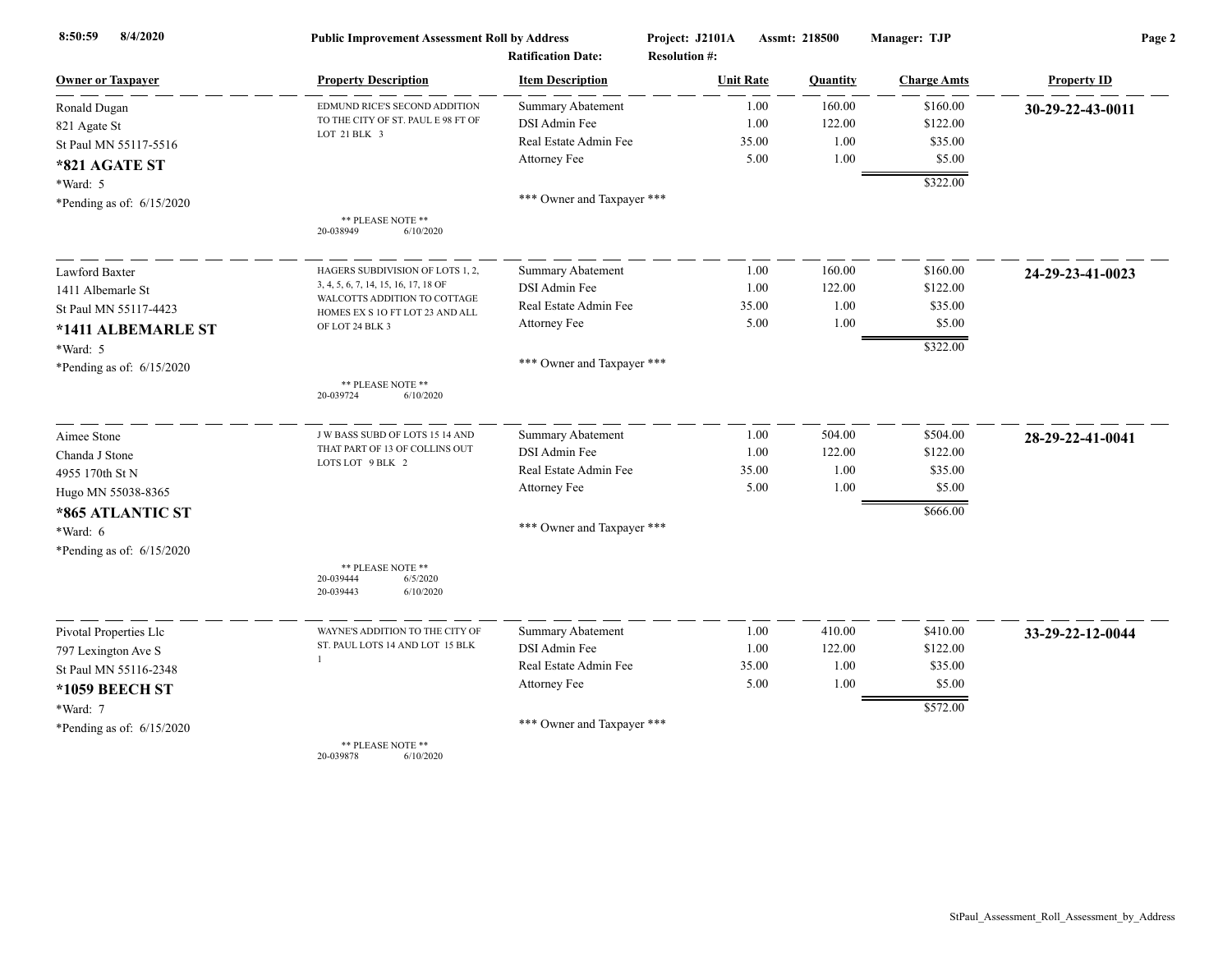**Public Improvement Assessment Roll by Address** | **Project: J2101A** | **Assmt: 218500** | **Manager: TJP**

**Ratification Date:** | **Resolution #:**

8:50:59 8/4/2020

| Owner or Taxpayer | Property Description | Item Description | Unit Rate | Quantity | Charge Amts | Property ID |
|---|---|---|---|---|---|---|
| Ronald Dugan<br>821 Agate St<br>St Paul MN 55117-5516<br>**\*821 AGATE ST**<br>\*Ward: 5<br>\*Pending as of: 6/15/2020 | EDMUND RICE'S SECOND ADDITION TO THE CITY OF ST. PAUL E 98 FT OF LOT 21 BLK 3<br><br>\*\* PLEASE NOTE \*\*<br>20-038949 6/10/2020 | Summary Abatement<br>DSI Admin Fee<br>Real Estate Admin Fee<br>Attorney Fee<br><br>\*\*\* Owner and Taxpayer \*\*\* | 1.00<br>1.00<br>35.00<br>5.00 | 160.00<br>122.00<br>1.00<br>1.00 | $160.00<br>$122.00<br>$35.00<br>$5.00<br>**$322.00** | **30-29-22-43-0011** |
| Lawford Baxter<br>1411 Albemarle St<br>St Paul MN 55117-4423<br>**\*1411 ALBEMARLE ST**<br>\*Ward: 5<br>\*Pending as of: 6/15/2020 | HAGERS SUBDIVISION OF LOTS 1, 2, 3, 4, 5, 6, 7, 14, 15, 16, 17, 18 OF WALCOTTS ADDITION TO COTTAGE HOMES EX S 1O FT LOT 23 AND ALL OF LOT 24 BLK 3<br><br>\*\* PLEASE NOTE \*\*<br>20-039724 6/10/2020 | Summary Abatement<br>DSI Admin Fee<br>Real Estate Admin Fee<br>Attorney Fee<br><br>\*\*\* Owner and Taxpayer \*\*\* | 1.00<br>1.00<br>35.00<br>5.00 | 160.00<br>122.00<br>1.00<br>1.00 | $160.00<br>$122.00<br>$35.00<br>$5.00<br>**$322.00** | **24-29-23-41-0023** |
| Aimee Stone<br>Chanda J Stone<br>4955 170th St N<br>Hugo MN 55038-8365<br>**\*865 ATLANTIC ST**<br>\*Ward: 6<br>\*Pending as of: 6/15/2020 | J W BASS SUBD OF LOTS 15 14 AND THAT PART OF 13 OF COLLINS OUT LOTS LOT 9 BLK 2<br><br>\*\* PLEASE NOTE \*\*<br>20-039444 6/5/2020<br>20-039443 6/10/2020 | Summary Abatement<br>DSI Admin Fee<br>Real Estate Admin Fee<br>Attorney Fee<br><br>\*\*\* Owner and Taxpayer \*\*\* | 1.00<br>1.00<br>35.00<br>5.00 | 504.00<br>122.00<br>1.00<br>1.00 | $504.00<br>$122.00<br>$35.00<br>$5.00<br>**$666.00** | **28-29-22-41-0041** |
| Pivotal Properties Llc<br>797 Lexington Ave S<br>St Paul MN 55116-2348<br>**\*1059 BEECH ST**<br>\*Ward: 7<br>\*Pending as of: 6/15/2020 | WAYNE'S ADDITION TO THE CITY OF ST. PAUL LOTS 14 AND LOT 15 BLK 1<br><br>\*\* PLEASE NOTE \*\*<br>20-039878 6/10/2020 | Summary Abatement<br>DSI Admin Fee<br>Real Estate Admin Fee<br>Attorney Fee<br><br>\*\*\* Owner and Taxpayer \*\*\* | 1.00<br>1.00<br>35.00<br>5.00 | 410.00<br>122.00<br>1.00<br>1.00 | $410.00<br>$122.00<br>$35.00<br>$5.00<br>**$572.00** | **33-29-22-12-0044** |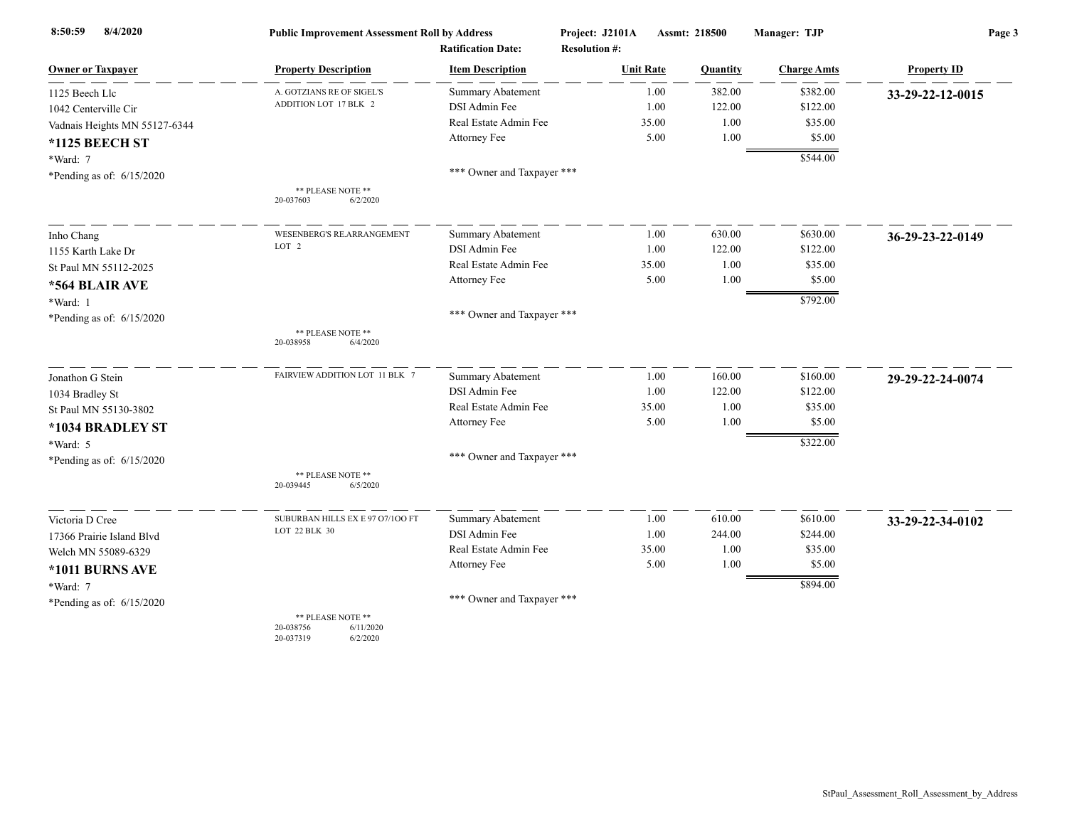**Public Improvement Assessment Roll by Address** | **Project: J2101A** | **Assmt: 218500** | **Manager: TJP**

**Ratification Date:** | **Resolution #:**

| Owner or Taxpayer | Property Description | Item Description | Unit Rate | Quantity | Charge Amts | Property ID |
|---|---|---|---|---|---|---|
| 1125 Beech Llc | A. GOTZIANS RE OF SIGEL'S ADDITION LOT 17 BLK 2 | Summary Abatement | 1.00 | 382.00 | $382.00 | **33-29-22-12-0015** |
| 1042 Centerville Cir | | DSI Admin Fee | 1.00 | 122.00 | $122.00 | |
| Vadnais Heights MN 55127-6344 | | Real Estate Admin Fee | 35.00 | 1.00 | $35.00 | |
| **\*1125 BEECH ST** | | Attorney Fee | 5.00 | 1.00 | $5.00 | |
| \*Ward: 7 | | | | | $544.00 | |
| \*Pending as of: 6/15/2020 | | \*\*\* Owner and Taxpayer \*\*\* | | | | |
| | \*\* PLEASE NOTE \*\* 20-037603 6/2/2020 | | | | | |
| Inho Chang | WESENBERG'S RE.ARRANGEMENT LOT 2 | Summary Abatement | 1.00 | 630.00 | $630.00 | **36-29-23-22-0149** |
| 1155 Karth Lake Dr | | DSI Admin Fee | 1.00 | 122.00 | $122.00 | |
| St Paul MN 55112-2025 | | Real Estate Admin Fee | 35.00 | 1.00 | $35.00 | |
| **\*564 BLAIR AVE** | | Attorney Fee | 5.00 | 1.00 | $5.00 | |
| \*Ward: 1 | | | | | $792.00 | |
| \*Pending as of: 6/15/2020 | | \*\*\* Owner and Taxpayer \*\*\* | | | | |
| | \*\* PLEASE NOTE \*\* 20-038958 6/4/2020 | | | | | |
| Jonathon G Stein | FAIRVIEW ADDITION LOT 11 BLK 7 | Summary Abatement | 1.00 | 160.00 | $160.00 | **29-29-22-24-0074** |
| 1034 Bradley St | | DSI Admin Fee | 1.00 | 122.00 | $122.00 | |
| St Paul MN 55130-3802 | | Real Estate Admin Fee | 35.00 | 1.00 | $35.00 | |
| **\*1034 BRADLEY ST** | | Attorney Fee | 5.00 | 1.00 | $5.00 | |
| \*Ward: 5 | | | | | $322.00 | |
| \*Pending as of: 6/15/2020 | | \*\*\* Owner and Taxpayer \*\*\* | | | | |
| | \*\* PLEASE NOTE \*\* 20-039445 6/5/2020 | | | | | |
| Victoria D Cree | SUBURBAN HILLS EX E 97 O7/1OO FT LOT 22 BLK 30 | Summary Abatement | 1.00 | 610.00 | $610.00 | **33-29-22-34-0102** |
| 17366 Prairie Island Blvd | | DSI Admin Fee | 1.00 | 244.00 | $244.00 | |
| Welch MN 55089-6329 | | Real Estate Admin Fee | 35.00 | 1.00 | $35.00 | |
| **\*1011 BURNS AVE** | | Attorney Fee | 5.00 | 1.00 | $5.00 | |
| \*Ward: 7 | | | | | $894.00 | |
| \*Pending as of: 6/15/2020 | | \*\*\* Owner and Taxpayer \*\*\* | | | | |
| | \*\* PLEASE NOTE \*\* 20-038756 6/11/2020 20-037319 6/2/2020 | | | | | |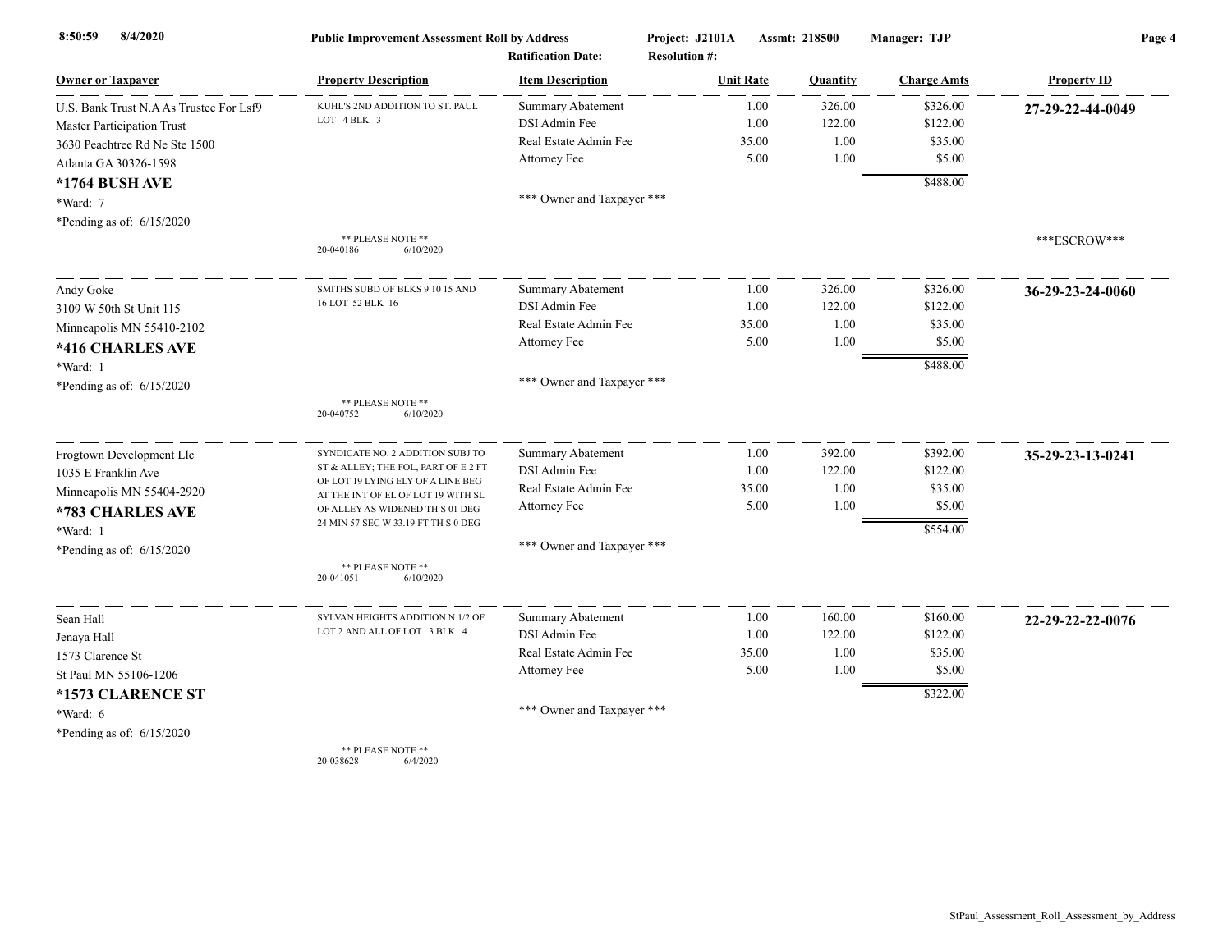**Public Improvement Assessment Roll by Address** — Project: J2101A — Assmt: 218500 — Manager: TJP

Ratification Date: — Resolution #:

| Owner or Taxpayer | Property Description | Item Description | Unit Rate | Quantity | Charge Amts | Property ID |
|---|---|---|---|---|---|---|
| U.S. Bank Trust N.A As Trustee For Lsf9 Master Participation Trust<br>3630 Peachtree Rd Ne Ste 1500<br>Atlanta GA 30326-1598<br>**\*1764 BUSH AVE**<br>\*Ward: 7<br>\*Pending as of: 6/15/2020 | KUHL'S 2ND ADDITION TO ST. PAUL LOT 4 BLK 3<br>** PLEASE NOTE **<br>20-040186 6/10/2020 | Summary Abatement | 1.00 | 326.00 | $326.00 | **27-29-22-44-0049** |
| | | DSI Admin Fee | 1.00 | 122.00 | $122.00 | |
| | | Real Estate Admin Fee | 35.00 | 1.00 | $35.00 | |
| | | Attorney Fee | 5.00 | 1.00 | $5.00 | |
| | | | | | $488.00 | |
| | | *** Owner and Taxpayer *** | | | | ***ESCROW*** |
| Andy Goke<br>3109 W 50th St Unit 115<br>Minneapolis MN 55410-2102<br>**\*416 CHARLES AVE**<br>\*Ward: 1<br>\*Pending as of: 6/15/2020 | SMITHS SUBD OF BLKS 9 10 15 AND 16 LOT 52 BLK 16<br>** PLEASE NOTE **<br>20-040752 6/10/2020 | Summary Abatement | 1.00 | 326.00 | $326.00 | **36-29-23-24-0060** |
| | | DSI Admin Fee | 1.00 | 122.00 | $122.00 | |
| | | Real Estate Admin Fee | 35.00 | 1.00 | $35.00 | |
| | | Attorney Fee | 5.00 | 1.00 | $5.00 | |
| | | | | | $488.00 | |
| | | *** Owner and Taxpayer *** | | | | |
| Frogtown Development Llc<br>1035 E Franklin Ave<br>Minneapolis MN 55404-2920<br>**\*783 CHARLES AVE**<br>\*Ward: 1<br>\*Pending as of: 6/15/2020 | SYNDICATE NO. 2 ADDITION SUBJ TO ST & ALLEY; THE FOL, PART OF E 2 FT OF LOT 19 LYING ELY OF A LINE BEG AT THE INT OF EL OF LOT 19 WITH SL OF ALLEY AS WIDENED TH S 01 DEG 24 MIN 57 SEC W 33.19 FT TH S 0 DEG<br>** PLEASE NOTE **<br>20-041051 6/10/2020 | Summary Abatement | 1.00 | 392.00 | $392.00 | **35-29-23-13-0241** |
| | | DSI Admin Fee | 1.00 | 122.00 | $122.00 | |
| | | Real Estate Admin Fee | 35.00 | 1.00 | $35.00 | |
| | | Attorney Fee | 5.00 | 1.00 | $5.00 | |
| | | | | | $554.00 | |
| | | *** Owner and Taxpayer *** | | | | |
| Sean Hall<br>Jenaya Hall<br>1573 Clarence St<br>St Paul MN 55106-1206<br>**\*1573 CLARENCE ST**<br>\*Ward: 6<br>\*Pending as of: 6/15/2020 | SYLVAN HEIGHTS ADDITION N 1/2 OF LOT 2 AND ALL OF LOT 3 BLK 4<br>** PLEASE NOTE **<br>20-038628 6/4/2020 | Summary Abatement | 1.00 | 160.00 | $160.00 | **22-29-22-22-0076** |
| | | DSI Admin Fee | 1.00 | 122.00 | $122.00 | |
| | | Real Estate Admin Fee | 35.00 | 1.00 | $35.00 | |
| | | Attorney Fee | 5.00 | 1.00 | $5.00 | |
| | | | | | $322.00 | |
| | | *** Owner and Taxpayer *** | | | | |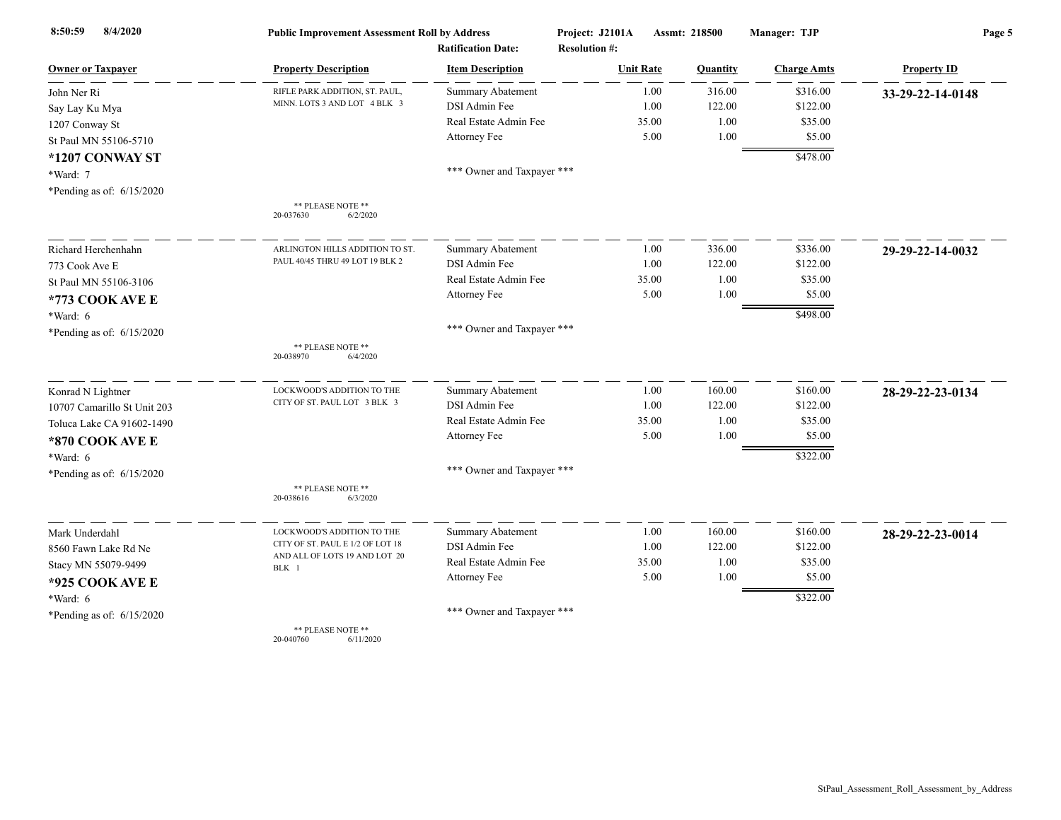**Public Improvement Assessment Roll by Address**

Project: J2101A    Assmt: 218500    Manager: TJP

Ratification Date:    Resolution #:

| Owner or Taxpayer | Property Description | Item Description | Unit Rate | Quantity | Charge Amts | Property ID |
|---|---|---|---|---|---|---|
| John Ner Ri<br>Say Lay Ku Mya<br>1207 Conway St<br>St Paul MN 55106-5710<br>**\*1207 CONWAY ST**<br>\*Ward: 7<br>\*Pending as of: 6/15/2020 | RIFLE PARK ADDITION, ST. PAUL, MINN. LOTS 3 AND LOT 4 BLK 3<br><br>\*\* PLEASE NOTE \*\*<br>20-037630 6/2/2020 | Summary Abatement | 1.00 | 316.00 | $316.00 | **33-29-22-14-0148** |
| | | DSI Admin Fee | 1.00 | 122.00 | $122.00 | |
| | | Real Estate Admin Fee | 35.00 | 1.00 | $35.00 | |
| | | Attorney Fee | 5.00 | 1.00 | $5.00 | |
| | | | | | $478.00 | |
| | | \*\*\* Owner and Taxpayer \*\*\* | | | | |
| Richard Herchenhahn<br>773 Cook Ave E<br>St Paul MN 55106-3106<br>**\*773 COOK AVE E**<br>\*Ward: 6<br>\*Pending as of: 6/15/2020 | ARLINGTON HILLS ADDITION TO ST. PAUL 40/45 THRU 49 LOT 19 BLK 2<br><br>\*\* PLEASE NOTE \*\*<br>20-038970 6/4/2020 | Summary Abatement | 1.00 | 336.00 | $336.00 | **29-29-22-14-0032** |
| | | DSI Admin Fee | 1.00 | 122.00 | $122.00 | |
| | | Real Estate Admin Fee | 35.00 | 1.00 | $35.00 | |
| | | Attorney Fee | 5.00 | 1.00 | $5.00 | |
| | | | | | $498.00 | |
| | | \*\*\* Owner and Taxpayer \*\*\* | | | | |
| Konrad N Lightner<br>10707 Camarillo St Unit 203<br>Toluca Lake CA 91602-1490<br>**\*870 COOK AVE E**<br>\*Ward: 6<br>\*Pending as of: 6/15/2020 | LOCKWOOD'S ADDITION TO THE CITY OF ST. PAUL LOT 3 BLK 3<br><br>\*\* PLEASE NOTE \*\*<br>20-038616 6/3/2020 | Summary Abatement | 1.00 | 160.00 | $160.00 | **28-29-22-23-0134** |
| | | DSI Admin Fee | 1.00 | 122.00 | $122.00 | |
| | | Real Estate Admin Fee | 35.00 | 1.00 | $35.00 | |
| | | Attorney Fee | 5.00 | 1.00 | $5.00 | |
| | | | | | $322.00 | |
| | | \*\*\* Owner and Taxpayer \*\*\* | | | | |
| Mark Underdahl<br>8560 Fawn Lake Rd Ne<br>Stacy MN 55079-9499<br>**\*925 COOK AVE E**<br>\*Ward: 6<br>\*Pending as of: 6/15/2020 | LOCKWOOD'S ADDITION TO THE CITY OF ST. PAUL E 1/2 OF LOT 18 AND ALL OF LOTS 19 AND LOT 20 BLK 1<br><br>\*\* PLEASE NOTE \*\*<br>20-040760 6/11/2020 | Summary Abatement | 1.00 | 160.00 | $160.00 | **28-29-22-23-0014** |
| | | DSI Admin Fee | 1.00 | 122.00 | $122.00 | |
| | | Real Estate Admin Fee | 35.00 | 1.00 | $35.00 | |
| | | Attorney Fee | 5.00 | 1.00 | $5.00 | |
| | | | | | $322.00 | |
| | | \*\*\* Owner and Taxpayer \*\*\* | | | | |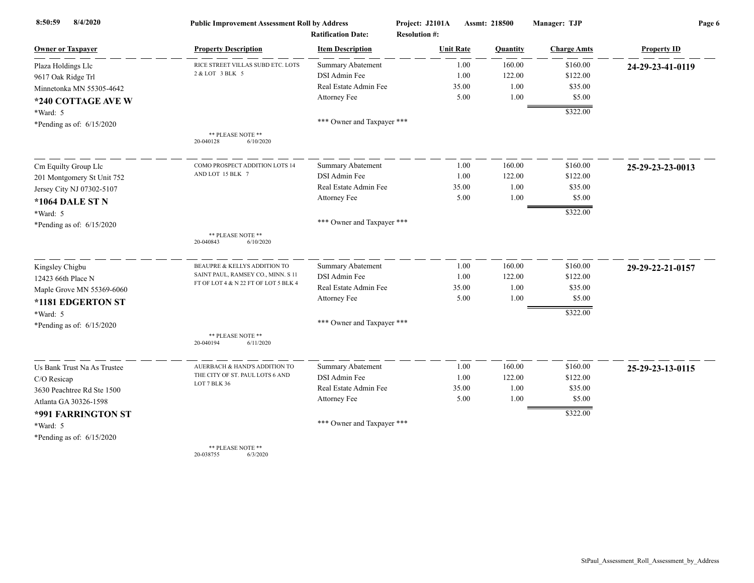**Public Improvement Assessment Roll by Address** | Project: J2101A | Assmt: 218500 | Manager: TJP

Ratification Date: | Resolution #:

| Owner or Taxpayer | Property Description | Item Description | Unit Rate | Quantity | Charge Amts | Property ID |
|---|---|---|---|---|---|---|
| Plaza Holdings Llc | RICE STREET VILLAS SUBD ETC. LOTS 2 & LOT 3 BLK 5 | Summary Abatement | 1.00 | 160.00 | $160.00 | **24-29-23-41-0119** |
| 9617 Oak Ridge Trl | | DSI Admin Fee | 1.00 | 122.00 | $122.00 | |
| Minnetonka MN 55305-4642 | | Real Estate Admin Fee | 35.00 | 1.00 | $35.00 | |
| **\*240 COTTAGE AVE W** | | Attorney Fee | 5.00 | 1.00 | $5.00 | |
| \*Ward: 5 | | | | | $322.00 | |
| \*Pending as of: 6/15/2020 | ** PLEASE NOTE ** 20-040128 6/10/2020 | *** Owner and Taxpayer *** | | | | |
| Cm Equilty Group Llc | COMO PROSPECT ADDITION LOTS 14 AND LOT 15 BLK 7 | Summary Abatement | 1.00 | 160.00 | $160.00 | **25-29-23-23-0013** |
| 201 Montgomery St Unit 752 | | DSI Admin Fee | 1.00 | 122.00 | $122.00 | |
| Jersey City NJ 07302-5107 | | Real Estate Admin Fee | 35.00 | 1.00 | $35.00 | |
| **\*1064 DALE ST N** | | Attorney Fee | 5.00 | 1.00 | $5.00 | |
| \*Ward: 5 | | | | | $322.00 | |
| \*Pending as of: 6/15/2020 | ** PLEASE NOTE ** 20-040843 6/10/2020 | *** Owner and Taxpayer *** | | | | |
| Kingsley Chigbu | BEAUPRE & KELLYS ADDITION TO SAINT PAUL, RAMSEY CO., MINN. S 11 FT OF LOT 4 & N 22 FT OF LOT 5 BLK 4 | Summary Abatement | 1.00 | 160.00 | $160.00 | **29-29-22-21-0157** |
| 12423 66th Place N | | DSI Admin Fee | 1.00 | 122.00 | $122.00 | |
| Maple Grove MN 55369-6060 | | Real Estate Admin Fee | 35.00 | 1.00 | $35.00 | |
| **\*1181 EDGERTON ST** | | Attorney Fee | 5.00 | 1.00 | $5.00 | |
| \*Ward: 5 | | | | | $322.00 | |
| \*Pending as of: 6/15/2020 | ** PLEASE NOTE ** 20-040194 6/11/2020 | *** Owner and Taxpayer *** | | | | |
| Us Bank Trust Na As Trustee | AUERBACH & HAND'S ADDITION TO THE CITY OF ST. PAUL LOTS 6 AND LOT 7 BLK 36 | Summary Abatement | 1.00 | 160.00 | $160.00 | **25-29-23-13-0115** |
| C/O Resicap | | DSI Admin Fee | 1.00 | 122.00 | $122.00 | |
| 3630 Peachtree Rd Ste 1500 | | Real Estate Admin Fee | 35.00 | 1.00 | $35.00 | |
| Atlanta GA 30326-1598 | | Attorney Fee | 5.00 | 1.00 | $5.00 | |
| **\*991 FARRINGTON ST** | | | | | $322.00 | |
| \*Ward: 5 | | *** Owner and Taxpayer *** | | | | |
| \*Pending as of: 6/15/2020 | ** PLEASE NOTE ** 20-038755 6/3/2020 | | | | | |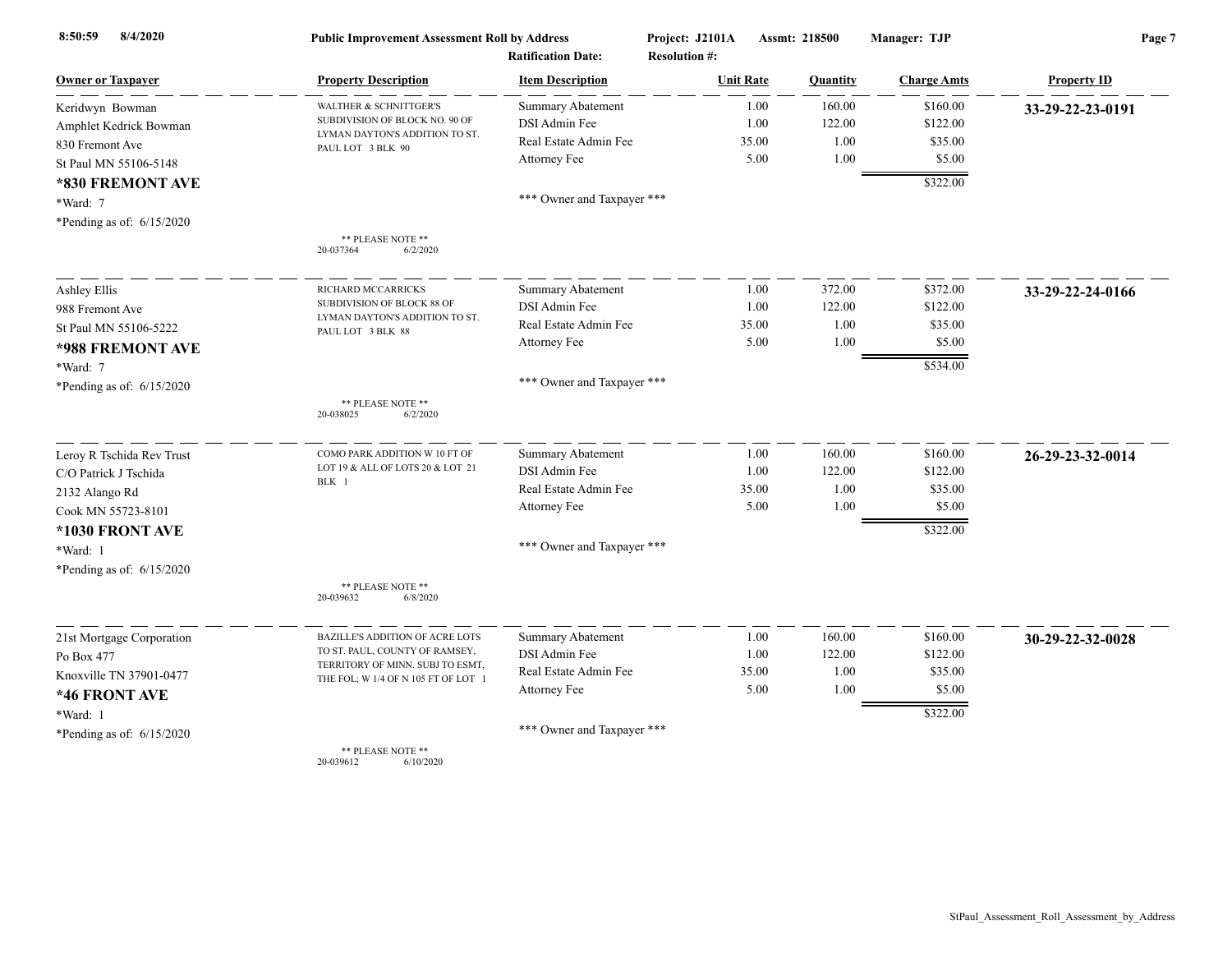**Public Improvement Assessment Roll by Address**

Project: J2101A  Assmt: 218500  Manager: TJP

Ratification Date:  Resolution #:

| Owner or Taxpayer | Property Description | Item Description | Unit Rate | Quantity | Charge Amts | Property ID |
|---|---|---|---|---|---|---|
| Keridwyn Bowman<br>Amphlet Kedrick Bowman<br>830 Fremont Ave<br>St Paul MN 55106-5148<br>**\*830 FREMONT AVE**<br>\*Ward: 7<br>\*Pending as of: 6/15/2020 | WALTHER & SCHNITTGER'S SUBDIVISION OF BLOCK NO. 90 OF LYMAN DAYTON'S ADDITION TO ST. PAUL LOT 3 BLK 90<br><br>** PLEASE NOTE **<br>20-037364 6/2/2020 | Summary Abatement | 1.00 | 160.00 | $160.00 | **33-29-22-23-0191** |
| | | DSI Admin Fee | 1.00 | 122.00 | $122.00 | |
| | | Real Estate Admin Fee | 35.00 | 1.00 | $35.00 | |
| | | Attorney Fee | 5.00 | 1.00 | $5.00 | |
| | | | | | $322.00 | |
| | | \*\*\* Owner and Taxpayer \*\*\* | | | | |
| Ashley Ellis<br>988 Fremont Ave<br>St Paul MN 55106-5222<br>**\*988 FREMONT AVE**<br>\*Ward: 7<br>\*Pending as of: 6/15/2020 | RICHARD MCCARRICKS SUBDIVISION OF BLOCK 88 OF LYMAN DAYTON'S ADDITION TO ST. PAUL LOT 3 BLK 88<br><br>** PLEASE NOTE **<br>20-038025 6/2/2020 | Summary Abatement | 1.00 | 372.00 | $372.00 | **33-29-22-24-0166** |
| | | DSI Admin Fee | 1.00 | 122.00 | $122.00 | |
| | | Real Estate Admin Fee | 35.00 | 1.00 | $35.00 | |
| | | Attorney Fee | 5.00 | 1.00 | $5.00 | |
| | | | | | $534.00 | |
| | | \*\*\* Owner and Taxpayer \*\*\* | | | | |
| Leroy R Tschida Rev Trust<br>C/O Patrick J Tschida<br>2132 Alango Rd<br>Cook MN 55723-8101<br>**\*1030 FRONT AVE**<br>\*Ward: 1<br>\*Pending as of: 6/15/2020 | COMO PARK ADDITION W 10 FT OF LOT 19 & ALL OF LOTS 20 & LOT 21 BLK 1<br><br>** PLEASE NOTE **<br>20-039632 6/8/2020 | Summary Abatement | 1.00 | 160.00 | $160.00 | **26-29-23-32-0014** |
| | | DSI Admin Fee | 1.00 | 122.00 | $122.00 | |
| | | Real Estate Admin Fee | 35.00 | 1.00 | $35.00 | |
| | | Attorney Fee | 5.00 | 1.00 | $5.00 | |
| | | | | | $322.00 | |
| | | \*\*\* Owner and Taxpayer \*\*\* | | | | |
| 21st Mortgage Corporation<br>Po Box 477<br>Knoxville TN 37901-0477<br>**\*46 FRONT AVE**<br>\*Ward: 1<br>\*Pending as of: 6/15/2020 | BAZILLE'S ADDITION OF ACRE LOTS TO ST. PAUL, COUNTY OF RAMSEY, TERRITORY OF MINN. SUBJ TO ESMT, THE FOL; W 1/4 OF N 105 FT OF LOT 1<br><br>** PLEASE NOTE **<br>20-039612 6/10/2020 | Summary Abatement | 1.00 | 160.00 | $160.00 | **30-29-22-32-0028** |
| | | DSI Admin Fee | 1.00 | 122.00 | $122.00 | |
| | | Real Estate Admin Fee | 35.00 | 1.00 | $35.00 | |
| | | Attorney Fee | 5.00 | 1.00 | $5.00 | |
| | | | | | $322.00 | |
| | | \*\*\* Owner and Taxpayer \*\*\* | | | | |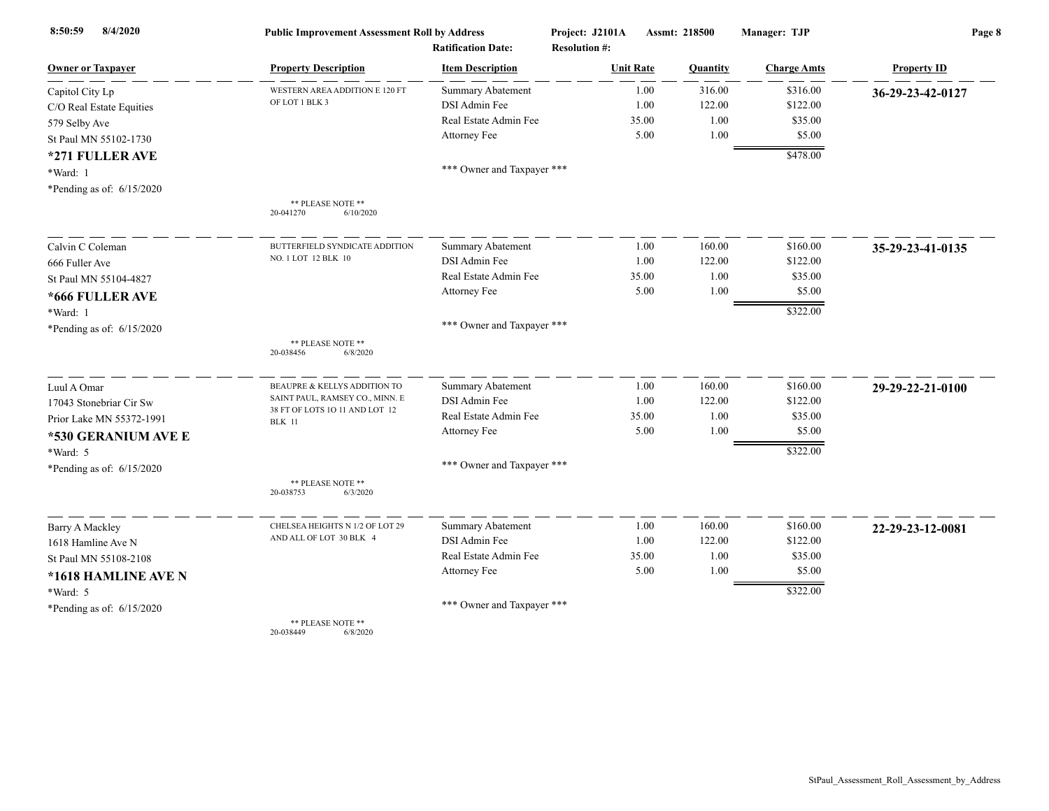**Public Improvement Assessment Roll by Address**

Project: J2101A Assmt: 218500 Manager: TJP

Ratification Date: Resolution #:

| Owner or Taxpayer | Property Description | Item Description | Unit Rate | Quantity | Charge Amts | Property ID |
|---|---|---|---|---|---|---|
| Capitol City Lp<br>C/O Real Estate Equities<br>579 Selby Ave<br>St Paul MN 55102-1730<br>**\*271 FULLER AVE**<br>*Ward: 1<br>*Pending as of: 6/15/2020 | WESTERN AREA ADDITION E 120 FT OF LOT 1 BLK 3<br><br>** PLEASE NOTE **<br>20-041270 6/10/2020 | Summary Abatement<br>DSI Admin Fee<br>Real Estate Admin Fee<br>Attorney Fee<br><br>*** Owner and Taxpayer *** | 1.00<br>1.00<br>35.00<br>5.00 | 316.00<br>122.00<br>1.00<br>1.00 | $316.00<br>$122.00<br>$35.00<br>$5.00<br>$478.00 | **36-29-23-42-0127** |
| Calvin C Coleman<br>666 Fuller Ave<br>St Paul MN 55104-4827<br>**\*666 FULLER AVE**<br>*Ward: 1<br>*Pending as of: 6/15/2020 | BUTTERFIELD SYNDICATE ADDITION NO. 1 LOT 12 BLK 10<br><br>** PLEASE NOTE **<br>20-038456 6/8/2020 | Summary Abatement<br>DSI Admin Fee<br>Real Estate Admin Fee<br>Attorney Fee<br><br>*** Owner and Taxpayer *** | 1.00<br>1.00<br>35.00<br>5.00 | 160.00<br>122.00<br>1.00<br>1.00 | $160.00<br>$122.00<br>$35.00<br>$5.00<br>$322.00 | **35-29-23-41-0135** |
| Luul A Omar<br>17043 Stonebriar Cir Sw<br>Prior Lake MN 55372-1991<br>**\*530 GERANIUM AVE E**<br>*Ward: 5<br>*Pending as of: 6/15/2020 | BEAUPRE & KELLYS ADDITION TO SAINT PAUL, RAMSEY CO., MINN. E 38 FT OF LOTS 1O 11 AND LOT 12 BLK 11<br><br>** PLEASE NOTE **<br>20-038753 6/3/2020 | Summary Abatement<br>DSI Admin Fee<br>Real Estate Admin Fee<br>Attorney Fee<br><br>*** Owner and Taxpayer *** | 1.00<br>1.00<br>35.00<br>5.00 | 160.00<br>122.00<br>1.00<br>1.00 | $160.00<br>$122.00<br>$35.00<br>$5.00<br>$322.00 | **29-29-22-21-0100** |
| Barry A Mackley<br>1618 Hamline Ave N<br>St Paul MN 55108-2108<br>**\*1618 HAMLINE AVE N**<br>*Ward: 5<br>*Pending as of: 6/15/2020 | CHELSEA HEIGHTS N 1/2 OF LOT 29 AND ALL OF LOT 30 BLK 4<br><br>** PLEASE NOTE **<br>20-038449 6/8/2020 | Summary Abatement<br>DSI Admin Fee<br>Real Estate Admin Fee<br>Attorney Fee<br><br>*** Owner and Taxpayer *** | 1.00<br>1.00<br>35.00<br>5.00 | 160.00<br>122.00<br>1.00<br>1.00 | $160.00<br>$122.00<br>$35.00<br>$5.00<br>$322.00 | **22-29-23-12-0081** |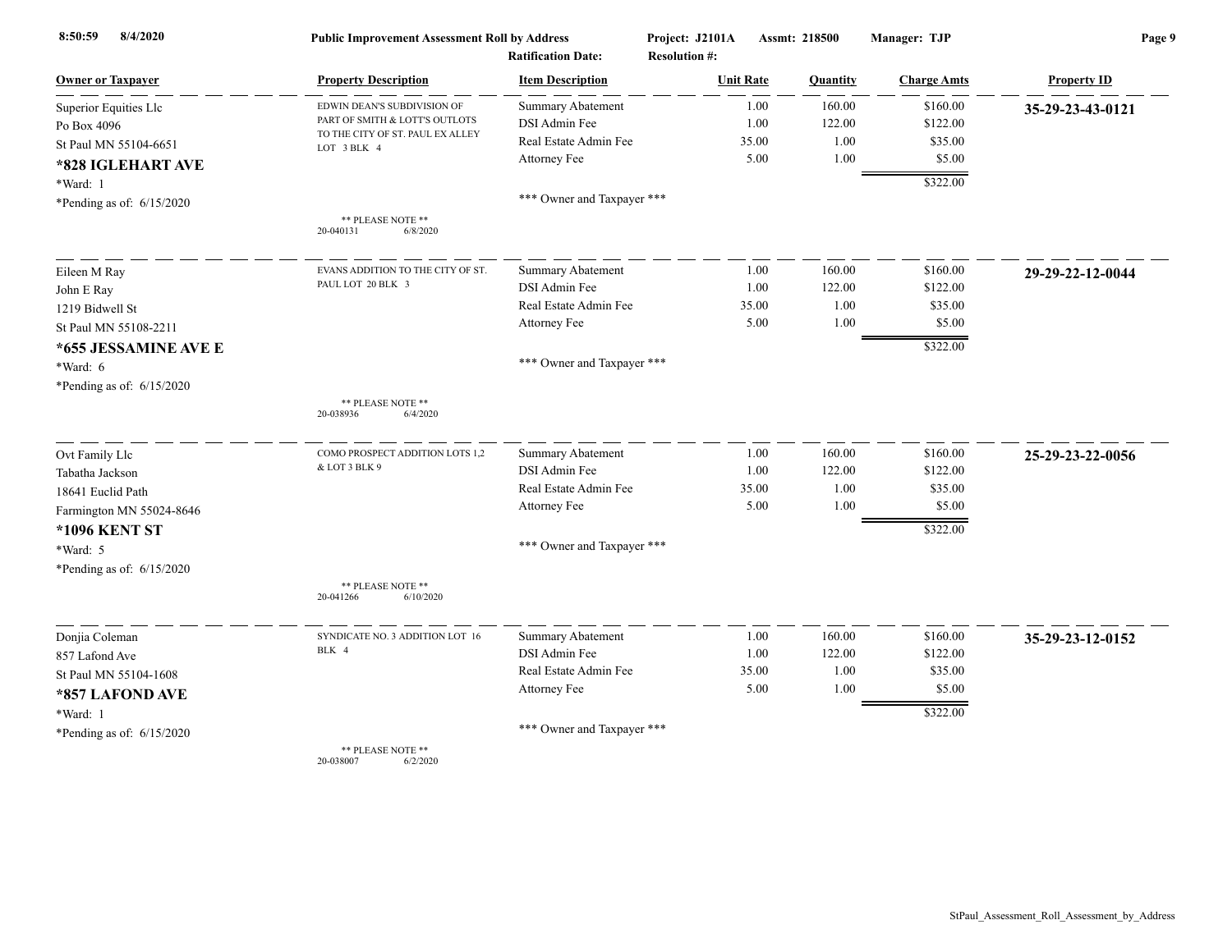8:50:59 8/4/2020 **Public Improvement Assessment Roll by Address** Project: J2101A Assmt: 218500 Manager: TJP

Ratification Date: Resolution #:

| Owner or Taxpayer | Property Description | Item Description | Unit Rate | Quantity | Charge Amts | Property ID |
|---|---|---|---|---|---|---|
| Superior Equities Llc<br>Po Box 4096<br>St Paul MN 55104-6651<br>**\*828 IGLEHART AVE**<br>\*Ward: 1<br>\*Pending as of: 6/15/2020 | EDWIN DEAN'S SUBDIVISION OF PART OF SMITH & LOTT'S OUTLOTS TO THE CITY OF ST. PAUL EX ALLEY LOT 3 BLK 4<br>** PLEASE NOTE **<br>20-040131 6/8/2020 | Summary Abatement | 1.00 | 160.00 | $160.00 | **35-29-23-43-0121** |
| | | DSI Admin Fee | 1.00 | 122.00 | $122.00 | |
| | | Real Estate Admin Fee | 35.00 | 1.00 | $35.00 | |
| | | Attorney Fee | 5.00 | 1.00 | $5.00 | |
| | | | | | $322.00 | |
| | | \*\*\* Owner and Taxpayer \*\*\* | | | | |
| Eileen M Ray<br>John E Ray<br>1219 Bidwell St<br>St Paul MN 55108-2211<br>**\*655 JESSAMINE AVE E**<br>\*Ward: 6<br>\*Pending as of: 6/15/2020 | EVANS ADDITION TO THE CITY OF ST. PAUL LOT 20 BLK 3<br>** PLEASE NOTE **<br>20-038936 6/4/2020 | Summary Abatement | 1.00 | 160.00 | $160.00 | **29-29-22-12-0044** |
| | | DSI Admin Fee | 1.00 | 122.00 | $122.00 | |
| | | Real Estate Admin Fee | 35.00 | 1.00 | $35.00 | |
| | | Attorney Fee | 5.00 | 1.00 | $5.00 | |
| | | | | | $322.00 | |
| | | \*\*\* Owner and Taxpayer \*\*\* | | | | |
| Ovt Family Llc<br>Tabatha Jackson<br>18641 Euclid Path<br>Farmington MN 55024-8646<br>**\*1096 KENT ST**<br>\*Ward: 5<br>\*Pending as of: 6/15/2020 | COMO PROSPECT ADDITION LOTS 1,2 & LOT 3 BLK 9<br>** PLEASE NOTE **<br>20-041266 6/10/2020 | Summary Abatement | 1.00 | 160.00 | $160.00 | **25-29-23-22-0056** |
| | | DSI Admin Fee | 1.00 | 122.00 | $122.00 | |
| | | Real Estate Admin Fee | 35.00 | 1.00 | $35.00 | |
| | | Attorney Fee | 5.00 | 1.00 | $5.00 | |
| | | | | | $322.00 | |
| | | \*\*\* Owner and Taxpayer \*\*\* | | | | |
| Donjia Coleman<br>857 Lafond Ave<br>St Paul MN 55104-1608<br>**\*857 LAFOND AVE**<br>\*Ward: 1<br>\*Pending as of: 6/15/2020 | SYNDICATE NO. 3 ADDITION LOT 16 BLK 4<br>** PLEASE NOTE **<br>20-038007 6/2/2020 | Summary Abatement | 1.00 | 160.00 | $160.00 | **35-29-23-12-0152** |
| | | DSI Admin Fee | 1.00 | 122.00 | $122.00 | |
| | | Real Estate Admin Fee | 35.00 | 1.00 | $35.00 | |
| | | Attorney Fee | 5.00 | 1.00 | $5.00 | |
| | | | | | $322.00 | |
| | | \*\*\* Owner and Taxpayer \*\*\* | | | | |

StPaul_Assessment_Roll_Assessment_by_Address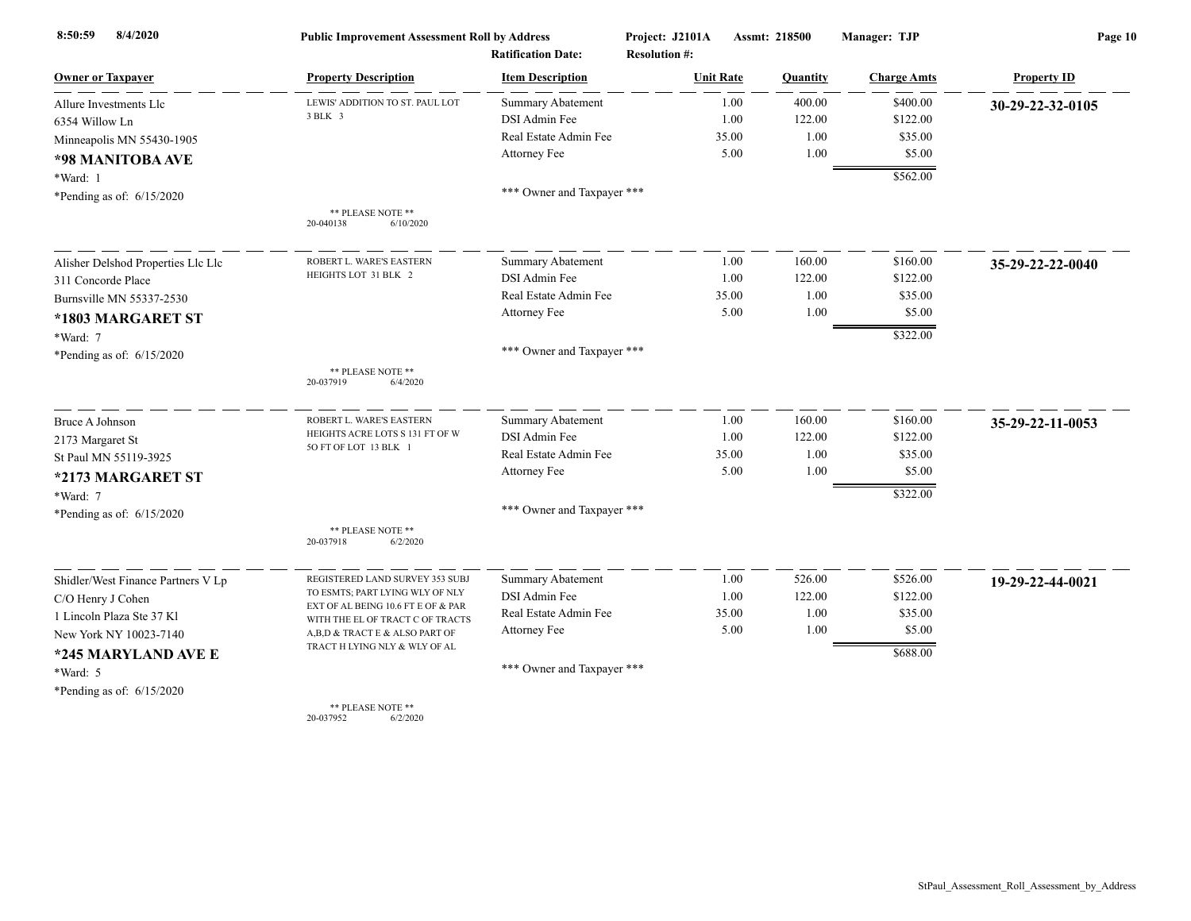8:50:59 8/4/2020 **Public Improvement Assessment Roll by Address** **Project: J2101A** **Assmt: 218500** **Manager: TJP**

**Ratification Date:** **Resolution #:**

| Owner or Taxpayer | Property Description | Item Description | Unit Rate | Quantity | Charge Amts | Property ID |
|---|---|---|---|---|---|---|
| Allure Investments Llc<br>6354 Willow Ln<br>Minneapolis MN 55430-1905<br>**\*98 MANITOBA AVE**<br>\*Ward: 1<br>\*Pending as of: 6/15/2020 | LEWIS' ADDITION TO ST. PAUL LOT 3 BLK 3<br>\*\* PLEASE NOTE \*\*<br>20-040138 6/10/2020 | Summary Abatement<br>DSI Admin Fee<br>Real Estate Admin Fee<br>Attorney Fee<br>\*\*\* Owner and Taxpayer \*\*\* | 1.00<br>1.00<br>35.00<br>5.00 | 400.00<br>122.00<br>1.00<br>1.00 | $400.00<br>$122.00<br>$35.00<br>$5.00<br>$562.00 | **30-29-22-32-0105** |
| Alisher Delshod Properties Llc Llc<br>311 Concorde Place<br>Burnsville MN 55337-2530<br>**\*1803 MARGARET ST**<br>\*Ward: 7<br>\*Pending as of: 6/15/2020 | ROBERT L. WARE'S EASTERN HEIGHTS LOT 31 BLK 2<br>\*\* PLEASE NOTE \*\*<br>20-037919 6/4/2020 | Summary Abatement<br>DSI Admin Fee<br>Real Estate Admin Fee<br>Attorney Fee<br>\*\*\* Owner and Taxpayer \*\*\* | 1.00<br>1.00<br>35.00<br>5.00 | 160.00<br>122.00<br>1.00<br>1.00 | $160.00<br>$122.00<br>$35.00<br>$5.00<br>$322.00 | **35-29-22-22-0040** |
| Bruce A Johnson<br>2173 Margaret St<br>St Paul MN 55119-3925<br>**\*2173 MARGARET ST**<br>\*Ward: 7<br>\*Pending as of: 6/15/2020 | ROBERT L. WARE'S EASTERN HEIGHTS ACRE LOTS S 131 FT OF W 50 FT OF LOT 13 BLK 1<br>\*\* PLEASE NOTE \*\*<br>20-037918 6/2/2020 | Summary Abatement<br>DSI Admin Fee<br>Real Estate Admin Fee<br>Attorney Fee<br>\*\*\* Owner and Taxpayer \*\*\* | 1.00<br>1.00<br>35.00<br>5.00 | 160.00<br>122.00<br>1.00<br>1.00 | $160.00<br>$122.00<br>$35.00<br>$5.00<br>$322.00 | **35-29-22-11-0053** |
| Shidler/West Finance Partners V Lp<br>C/O Henry J Cohen<br>1 Lincoln Plaza Ste 37 Kl<br>New York NY 10023-7140<br>**\*245 MARYLAND AVE E**<br>\*Ward: 5<br>\*Pending as of: 6/15/2020 | REGISTERED LAND SURVEY 353 SUBJ TO ESMTS; PART LYING WLY OF NLY EXT OF AL BEING 10.6 FT E OF & PAR WITH THE EL OF TRACT C OF TRACTS A,B,D & TRACT E & ALSO PART OF TRACT H LYING NLY & WLY OF AL<br>\*\* PLEASE NOTE \*\*<br>20-037952 6/2/2020 | Summary Abatement<br>DSI Admin Fee<br>Real Estate Admin Fee<br>Attorney Fee<br>\*\*\* Owner and Taxpayer \*\*\* | 1.00<br>1.00<br>35.00<br>5.00 | 526.00<br>122.00<br>1.00<br>1.00 | $526.00<br>$122.00<br>$35.00<br>$5.00<br>$688.00 | **19-29-22-44-0021** |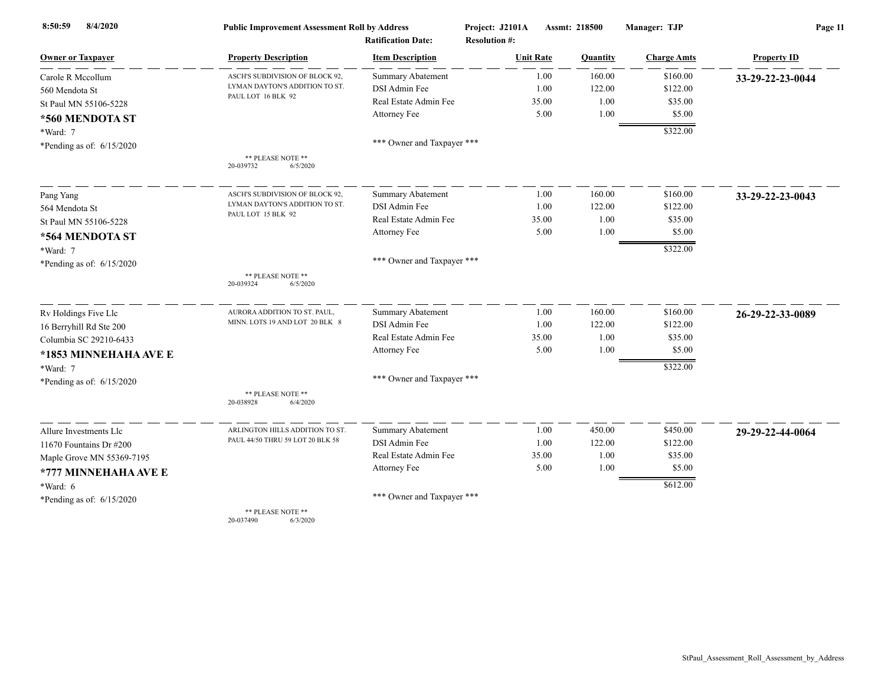**Public Improvement Assessment Roll by Address** — Project: J2101A — Assmt: 218500 — Manager: TJP

Ratification Date: — Resolution #:

| Owner or Taxpayer | Property Description | Item Description | Unit Rate | Quantity | Charge Amts | Property ID |
|---|---|---|---|---|---|---|
| Carole R Mccollum<br>560 Mendota St<br>St Paul MN 55106-5228<br>**\*560 MENDOTA ST**<br>\*Ward: 7<br>\*Pending as of: 6/15/2020 | ASCH'S SUBDIVISION OF BLOCK 92, LYMAN DAYTON'S ADDITION TO ST. PAUL LOT 16 BLK 92<br>** PLEASE NOTE **<br>20-039732 6/5/2020 | Summary Abatement<br>DSI Admin Fee<br>Real Estate Admin Fee<br>Attorney Fee<br>*** Owner and Taxpayer *** | 1.00<br>1.00<br>35.00<br>5.00 | 160.00<br>122.00<br>1.00<br>1.00 | $160.00<br>$122.00<br>$35.00<br>$5.00<br>**$322.00** | **33-29-22-23-0044** |
| Pang Yang<br>564 Mendota St<br>St Paul MN 55106-5228<br>**\*564 MENDOTA ST**<br>\*Ward: 7<br>\*Pending as of: 6/15/2020 | ASCH'S SUBDIVISION OF BLOCK 92, LYMAN DAYTON'S ADDITION TO ST. PAUL LOT 15 BLK 92<br>** PLEASE NOTE **<br>20-039324 6/5/2020 | Summary Abatement<br>DSI Admin Fee<br>Real Estate Admin Fee<br>Attorney Fee<br>*** Owner and Taxpayer *** | 1.00<br>1.00<br>35.00<br>5.00 | 160.00<br>122.00<br>1.00<br>1.00 | $160.00<br>$122.00<br>$35.00<br>$5.00<br>**$322.00** | **33-29-22-23-0043** |
| Rv Holdings Five Llc<br>16 Berryhill Rd Ste 200<br>Columbia SC 29210-6433<br>**\*1853 MINNEHAHA AVE E**<br>\*Ward: 7<br>\*Pending as of: 6/15/2020 | AURORA ADDITION TO ST. PAUL, MINN. LOTS 19 AND LOT 20 BLK 8<br>** PLEASE NOTE **<br>20-038928 6/4/2020 | Summary Abatement<br>DSI Admin Fee<br>Real Estate Admin Fee<br>Attorney Fee<br>*** Owner and Taxpayer *** | 1.00<br>1.00<br>35.00<br>5.00 | 160.00<br>122.00<br>1.00<br>1.00 | $160.00<br>$122.00<br>$35.00<br>$5.00<br>**$322.00** | **26-29-22-33-0089** |
| Allure Investments Llc<br>11670 Fountains Dr #200<br>Maple Grove MN 55369-7195<br>**\*777 MINNEHAHA AVE E**<br>\*Ward: 6<br>\*Pending as of: 6/15/2020 | ARLINGTON HILLS ADDITION TO ST. PAUL 44/50 THRU 59 LOT 20 BLK 58<br>** PLEASE NOTE **<br>20-037490 6/3/2020 | Summary Abatement<br>DSI Admin Fee<br>Real Estate Admin Fee<br>Attorney Fee<br>*** Owner and Taxpayer *** | 1.00<br>1.00<br>35.00<br>5.00 | 450.00<br>122.00<br>1.00<br>1.00 | $450.00<br>$122.00<br>$35.00<br>$5.00<br>**$612.00** | **29-29-22-44-0064** |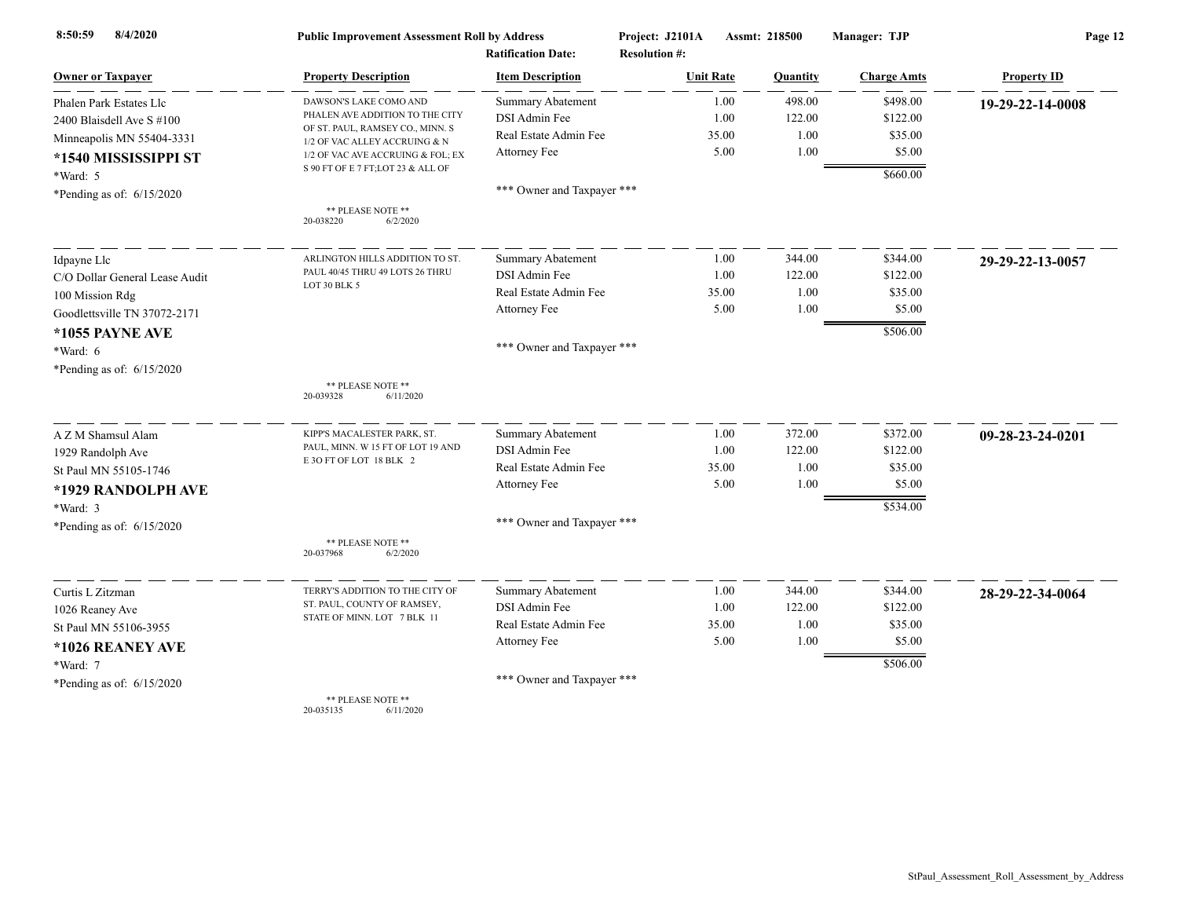8:50:59 8/4/2020 **Public Improvement Assessment Roll by Address** Project: J2101A Assmt: 218500 Manager: TJP

Ratification Date: Resolution #:

| Owner or Taxpayer | Property Description | Item Description | Unit Rate | Quantity | Charge Amts | Property ID |
|---|---|---|---|---|---|---|
| Phalen Park Estates Llc<br>2400 Blaisdell Ave S #100<br>Minneapolis MN 55404-3331<br>**\*1540 MISSISSIPPI ST**<br>\*Ward: 5<br>\*Pending as of: 6/15/2020 | DAWSON'S LAKE COMO AND PHALEN AVE ADDITION TO THE CITY OF ST. PAUL, RAMSEY CO., MINN. S 1/2 OF VAC ALLEY ACCRUING & N 1/2 OF VAC AVE ACCRUING & FOL; EX S 90 FT OF E 7 FT;LOT 23 & ALL OF<br>\*\* PLEASE NOTE \*\*<br>20-038220 6/2/2020 | Summary Abatement | 1.00 | 498.00 | $498.00 | **19-29-22-14-0008** |
| | | DSI Admin Fee | 1.00 | 122.00 | $122.00 | |
| | | Real Estate Admin Fee | 35.00 | 1.00 | $35.00 | |
| | | Attorney Fee | 5.00 | 1.00 | $5.00 | |
| | | | | | $660.00 | |
| | | \*\*\* Owner and Taxpayer \*\*\* | | | | |
| Idpayne Llc<br>C/O Dollar General Lease Audit<br>100 Mission Rdg<br>Goodlettsville TN 37072-2171<br>**\*1055 PAYNE AVE**<br>\*Ward: 6<br>\*Pending as of: 6/15/2020 | ARLINGTON HILLS ADDITION TO ST. PAUL 40/45 THRU 49 LOTS 26 THRU LOT 30 BLK 5<br>\*\* PLEASE NOTE \*\*<br>20-039328 6/11/2020 | Summary Abatement | 1.00 | 344.00 | $344.00 | **29-29-22-13-0057** |
| | | DSI Admin Fee | 1.00 | 122.00 | $122.00 | |
| | | Real Estate Admin Fee | 35.00 | 1.00 | $35.00 | |
| | | Attorney Fee | 5.00 | 1.00 | $5.00 | |
| | | | | | $506.00 | |
| | | \*\*\* Owner and Taxpayer \*\*\* | | | | |
| A Z M Shamsul Alam<br>1929 Randolph Ave<br>St Paul MN 55105-1746<br>**\*1929 RANDOLPH AVE**<br>\*Ward: 3<br>\*Pending as of: 6/15/2020 | KIPP'S MACALESTER PARK, ST. PAUL, MINN. W 15 FT OF LOT 19 AND E 3O FT OF LOT 18 BLK 2<br>\*\* PLEASE NOTE \*\*<br>20-037968 6/2/2020 | Summary Abatement | 1.00 | 372.00 | $372.00 | **09-28-23-24-0201** |
| | | DSI Admin Fee | 1.00 | 122.00 | $122.00 | |
| | | Real Estate Admin Fee | 35.00 | 1.00 | $35.00 | |
| | | Attorney Fee | 5.00 | 1.00 | $5.00 | |
| | | | | | $534.00 | |
| | | \*\*\* Owner and Taxpayer \*\*\* | | | | |
| Curtis L Zitzman<br>1026 Reaney Ave<br>St Paul MN 55106-3955<br>**\*1026 REANEY AVE**<br>\*Ward: 7<br>\*Pending as of: 6/15/2020 | TERRY'S ADDITION TO THE CITY OF ST. PAUL, COUNTY OF RAMSEY, STATE OF MINN. LOT 7 BLK 11<br>\*\* PLEASE NOTE \*\*<br>20-035135 6/11/2020 | Summary Abatement | 1.00 | 344.00 | $344.00 | **28-29-22-34-0064** |
| | | DSI Admin Fee | 1.00 | 122.00 | $122.00 | |
| | | Real Estate Admin Fee | 35.00 | 1.00 | $35.00 | |
| | | Attorney Fee | 5.00 | 1.00 | $5.00 | |
| | | | | | $506.00 | |
| | | \*\*\* Owner and Taxpayer \*\*\* | | | | |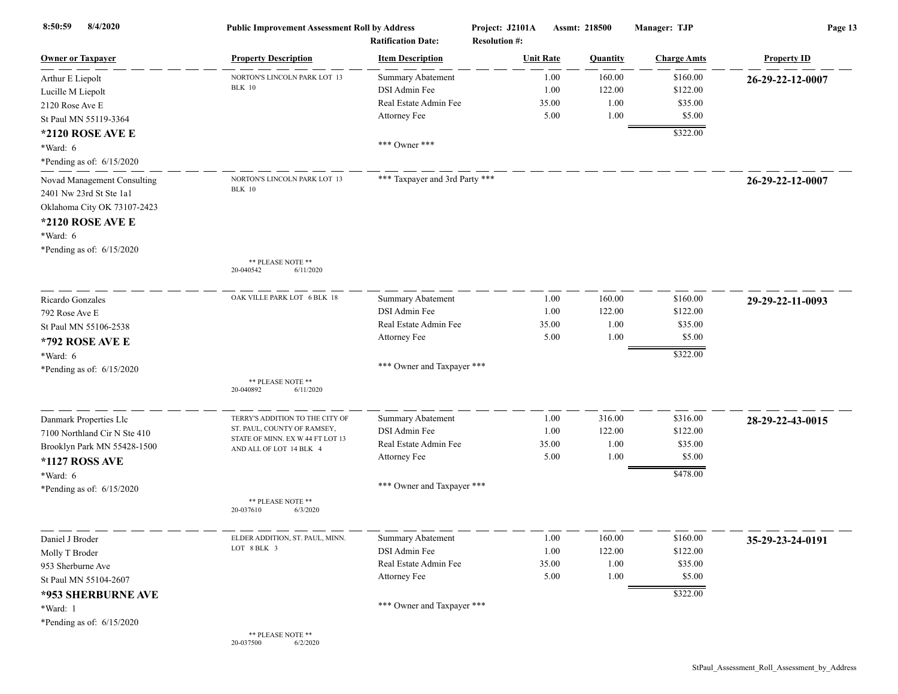**Public Improvement Assessment Roll by Address** — Project: J2101A — Assmt: 218500 — Manager: TJP

Ratification Date: — Resolution #:

| Owner or Taxpayer | Property Description | Item Description | Unit Rate | Quantity | Charge Amts | Property ID |
|---|---|---|---|---|---|---|
| Arthur E Liepolt<br>Lucille M Liepolt<br>2120 Rose Ave E<br>St Paul MN 55119-3364<br>**\*2120 ROSE AVE E**<br>\*Ward: 6<br>\*Pending as of: 6/15/2020 | NORTON'S LINCOLN PARK LOT 13 BLK 10 | Summary Abatement<br>DSI Admin Fee<br>Real Estate Admin Fee<br>Attorney Fee<br><br>\*\*\* Owner \*\*\* | 1.00<br>1.00<br>35.00<br>5.00 | 160.00<br>122.00<br>1.00<br>1.00 | $160.00<br>$122.00<br>$35.00<br>$5.00<br>$322.00 | **26-29-22-12-0007** |
| Novad Management Consulting<br>2401 Nw 23rd St Ste 1a1<br>Oklahoma City OK 73107-2423<br>**\*2120 ROSE AVE E**<br>\*Ward: 6<br>\*Pending as of: 6/15/2020 | NORTON'S LINCOLN PARK LOT 13 BLK 10<br><br>\*\* PLEASE NOTE \*\*<br>20-040542 6/11/2020 | \*\*\* Taxpayer and 3rd Party \*\*\* | | | | **26-29-22-12-0007** |
| Ricardo Gonzales<br>792 Rose Ave E<br>St Paul MN 55106-2538<br>**\*792 ROSE AVE E**<br>\*Ward: 6<br>\*Pending as of: 6/15/2020 | OAK VILLE PARK LOT 6 BLK 18<br><br>\*\* PLEASE NOTE \*\*<br>20-040892 6/11/2020 | Summary Abatement<br>DSI Admin Fee<br>Real Estate Admin Fee<br>Attorney Fee<br><br>\*\*\* Owner and Taxpayer \*\*\* | 1.00<br>1.00<br>35.00<br>5.00 | 160.00<br>122.00<br>1.00<br>1.00 | $160.00<br>$122.00<br>$35.00<br>$5.00<br>$322.00 | **29-29-22-11-0093** |
| Danmark Properties Llc<br>7100 Northland Cir N Ste 410<br>Brooklyn Park MN 55428-1500<br>**\*1127 ROSS AVE**<br>\*Ward: 6<br>\*Pending as of: 6/15/2020 | TERRY'S ADDITION TO THE CITY OF ST. PAUL, COUNTY OF RAMSEY, STATE OF MINN. EX W 44 FT LOT 13 AND ALL OF LOT 14 BLK 4<br><br>\*\* PLEASE NOTE \*\*<br>20-037610 6/3/2020 | Summary Abatement<br>DSI Admin Fee<br>Real Estate Admin Fee<br>Attorney Fee<br><br>\*\*\* Owner and Taxpayer \*\*\* | 1.00<br>1.00<br>35.00<br>5.00 | 316.00<br>122.00<br>1.00<br>1.00 | $316.00<br>$122.00<br>$35.00<br>$5.00<br>$478.00 | **28-29-22-43-0015** |
| Daniel J Broder<br>Molly T Broder<br>953 Sherburne Ave<br>St Paul MN 55104-2607<br>**\*953 SHERBURNE AVE**<br>\*Ward: 1<br>\*Pending as of: 6/15/2020 | ELDER ADDITION, ST. PAUL, MINN. LOT 8 BLK 3<br><br>\*\* PLEASE NOTE \*\*<br>20-037500 6/2/2020 | Summary Abatement<br>DSI Admin Fee<br>Real Estate Admin Fee<br>Attorney Fee<br><br>\*\*\* Owner and Taxpayer \*\*\* | 1.00<br>1.00<br>35.00<br>5.00 | 160.00<br>122.00<br>1.00<br>1.00 | $160.00<br>$122.00<br>$35.00<br>$5.00<br>$322.00 | **35-29-23-24-0191** |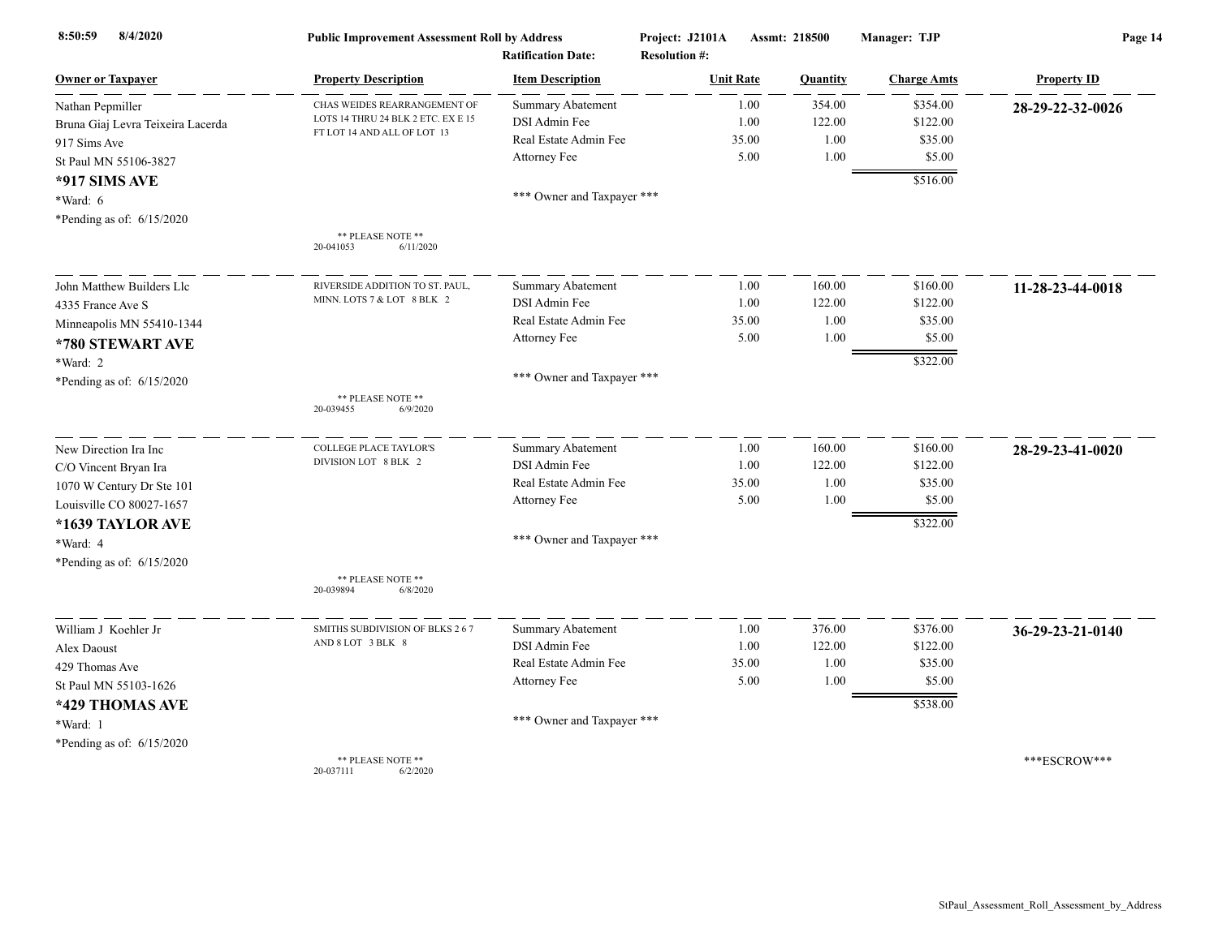| Owner or Taxpayer | Property Description | Item Description | Unit Rate | Quantity | Charge Amts | Property ID |
|---|---|---|---|---|---|---|
| Nathan Pepmiller | CHAS WEIDES REARRANGEMENT OF LOTS 14 THRU 24 BLK 2 ETC. EX E 15 FT LOT 14 AND ALL OF LOT 13 | Summary Abatement | 1.00 | 354.00 | $354.00 | **28-29-22-32-0026** |
| Bruna Giaj Levra Teixeira Lacerda | | DSI Admin Fee | 1.00 | 122.00 | $122.00 | |
| 917 Sims Ave | | Real Estate Admin Fee | 35.00 | 1.00 | $35.00 | |
| St Paul MN 55106-3827 | | Attorney Fee | 5.00 | 1.00 | $5.00 | |
| **\*917 SIMS AVE** | | | | | $516.00 | |
| \*Ward: 6 | | \*\*\* Owner and Taxpayer \*\*\* | | | | |
| \*Pending as of: 6/15/2020 | \*\* PLEASE NOTE \*\* 20-041053 6/11/2020 | | | | | |
| John Matthew Builders Llc | RIVERSIDE ADDITION TO ST. PAUL, MINN. LOTS 7 & LOT 8 BLK 2 | Summary Abatement | 1.00 | 160.00 | $160.00 | **11-28-23-44-0018** |
| 4335 France Ave S | | DSI Admin Fee | 1.00 | 122.00 | $122.00 | |
| Minneapolis MN 55410-1344 | | Real Estate Admin Fee | 35.00 | 1.00 | $35.00 | |
| **\*780 STEWART AVE** | | Attorney Fee | 5.00 | 1.00 | $5.00 | |
| \*Ward: 2 | | | | | $322.00 | |
| \*Pending as of: 6/15/2020 | \*\* PLEASE NOTE \*\* 20-039455 6/9/2020 | \*\*\* Owner and Taxpayer \*\*\* | | | | |
| New Direction Ira Inc | COLLEGE PLACE TAYLOR'S DIVISION LOT 8 BLK 2 | Summary Abatement | 1.00 | 160.00 | $160.00 | **28-29-23-41-0020** |
| C/O Vincent Bryan Ira | | DSI Admin Fee | 1.00 | 122.00 | $122.00 | |
| 1070 W Century Dr Ste 101 | | Real Estate Admin Fee | 35.00 | 1.00 | $35.00 | |
| Louisville CO 80027-1657 | | Attorney Fee | 5.00 | 1.00 | $5.00 | |
| **\*1639 TAYLOR AVE** | | | | | $322.00 | |
| \*Ward: 4 | | \*\*\* Owner and Taxpayer \*\*\* | | | | |
| \*Pending as of: 6/15/2020 | \*\* PLEASE NOTE \*\* 20-039894 6/8/2020 | | | | | |
| William J Koehler Jr | SMITHS SUBDIVISION OF BLKS 2 6 7 AND 8 LOT 3 BLK 8 | Summary Abatement | 1.00 | 376.00 | $376.00 | **36-29-23-21-0140** |
| Alex Daoust | | DSI Admin Fee | 1.00 | 122.00 | $122.00 | |
| 429 Thomas Ave | | Real Estate Admin Fee | 35.00 | 1.00 | $35.00 | |
| St Paul MN 55103-1626 | | Attorney Fee | 5.00 | 1.00 | $5.00 | |
| **\*429 THOMAS AVE** | | | | | $538.00 | |
| \*Ward: 1 | | \*\*\* Owner and Taxpayer \*\*\* | | | | |
| \*Pending as of: 6/15/2020 | \*\* PLEASE NOTE \*\* 20-037111 6/2/2020 | | | | | \*\*\*ESCROW\*\*\* |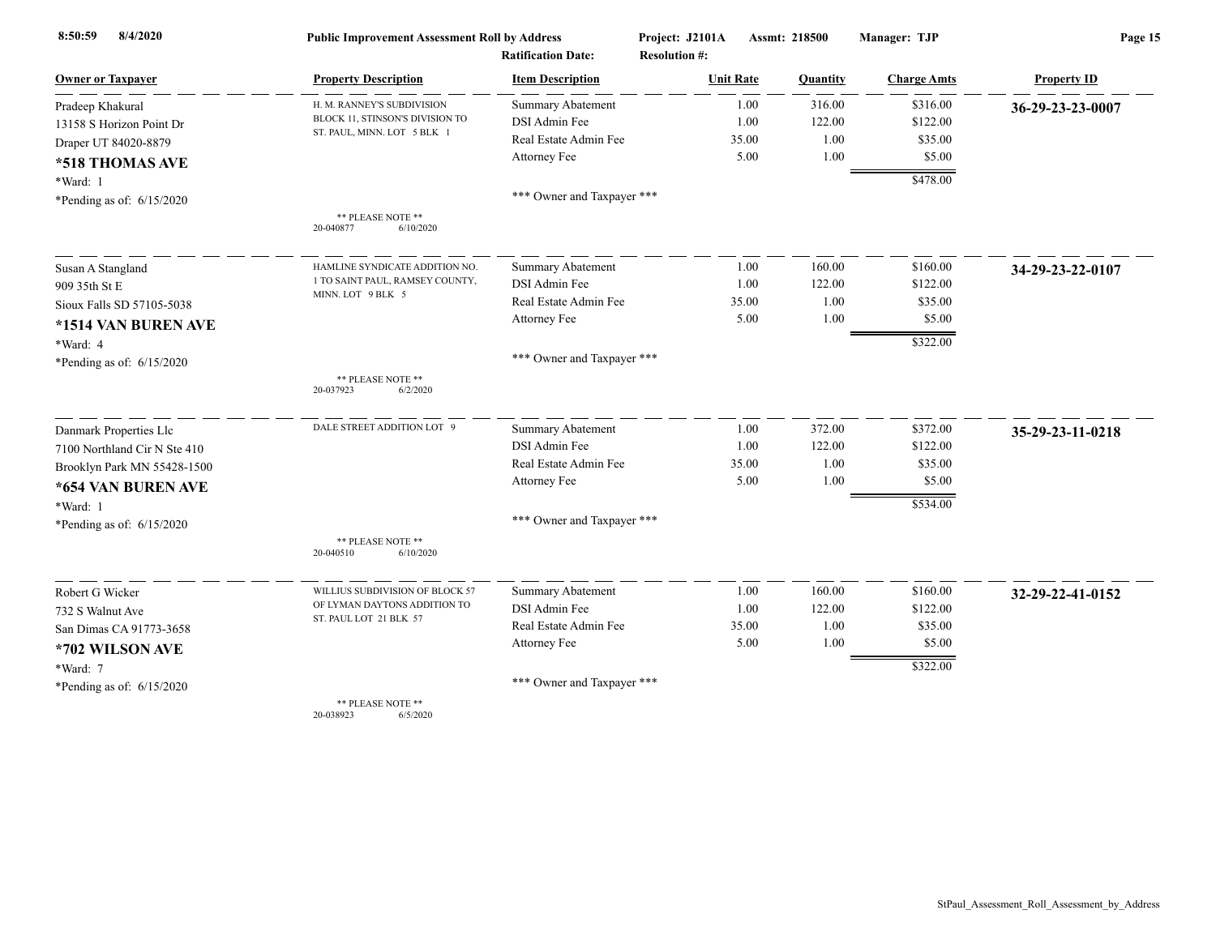**Public Improvement Assessment Roll by Address** — Project: J2101A — Assmt: 218500 — Manager: TJP

Ratification Date: — Resolution #:

| Owner or Taxpayer | Property Description | Item Description | Unit Rate | Quantity | Charge Amts | Property ID |
|---|---|---|---|---|---|---|
| Pradeep Khakural<br>13158 S Horizon Point Dr<br>Draper UT 84020-8879<br>**\*518 THOMAS AVE**<br>\*Ward: 1<br>\*Pending as of: 6/15/2020 | H. M. RANNEY'S SUBDIVISION BLOCK 11, STINSON'S DIVISION TO ST. PAUL, MINN. LOT 5 BLK 1<br>** PLEASE NOTE **<br>20-040877 6/10/2020 | Summary Abatement | 1.00 | 316.00 | $316.00 | **36-29-23-23-0007** |
| | | DSI Admin Fee | 1.00 | 122.00 | $122.00 | |
| | | Real Estate Admin Fee | 35.00 | 1.00 | $35.00 | |
| | | Attorney Fee | 5.00 | 1.00 | $5.00 | |
| | | | | | $478.00 | |
| | | *** Owner and Taxpayer *** | | | | |
| Susan A Stangland<br>909 35th St E<br>Sioux Falls SD 57105-5038<br>**\*1514 VAN BUREN AVE**<br>\*Ward: 4<br>\*Pending as of: 6/15/2020 | HAMLINE SYNDICATE ADDITION NO. 1 TO SAINT PAUL, RAMSEY COUNTY, MINN. LOT 9 BLK 5<br>** PLEASE NOTE **<br>20-037923 6/2/2020 | Summary Abatement | 1.00 | 160.00 | $160.00 | **34-29-23-22-0107** |
| | | DSI Admin Fee | 1.00 | 122.00 | $122.00 | |
| | | Real Estate Admin Fee | 35.00 | 1.00 | $35.00 | |
| | | Attorney Fee | 5.00 | 1.00 | $5.00 | |
| | | | | | $322.00 | |
| | | *** Owner and Taxpayer *** | | | | |
| Danmark Properties Llc<br>7100 Northland Cir N Ste 410<br>Brooklyn Park MN 55428-1500<br>**\*654 VAN BUREN AVE**<br>\*Ward: 1<br>\*Pending as of: 6/15/2020 | DALE STREET ADDITION LOT 9<br>** PLEASE NOTE **<br>20-040510 6/10/2020 | Summary Abatement | 1.00 | 372.00 | $372.00 | **35-29-23-11-0218** |
| | | DSI Admin Fee | 1.00 | 122.00 | $122.00 | |
| | | Real Estate Admin Fee | 35.00 | 1.00 | $35.00 | |
| | | Attorney Fee | 5.00 | 1.00 | $5.00 | |
| | | | | | $534.00 | |
| | | *** Owner and Taxpayer *** | | | | |
| Robert G Wicker<br>732 S Walnut Ave<br>San Dimas CA 91773-3658<br>**\*702 WILSON AVE**<br>\*Ward: 7<br>\*Pending as of: 6/15/2020 | WILLIUS SUBDIVISION OF BLOCK 57 OF LYMAN DAYTONS ADDITION TO ST. PAUL LOT 21 BLK 57<br>** PLEASE NOTE **<br>20-038923 6/5/2020 | Summary Abatement | 1.00 | 160.00 | $160.00 | **32-29-22-41-0152** |
| | | DSI Admin Fee | 1.00 | 122.00 | $122.00 | |
| | | Real Estate Admin Fee | 35.00 | 1.00 | $35.00 | |
| | | Attorney Fee | 5.00 | 1.00 | $5.00 | |
| | | | | | $322.00 | |
| | | *** Owner and Taxpayer *** | | | | |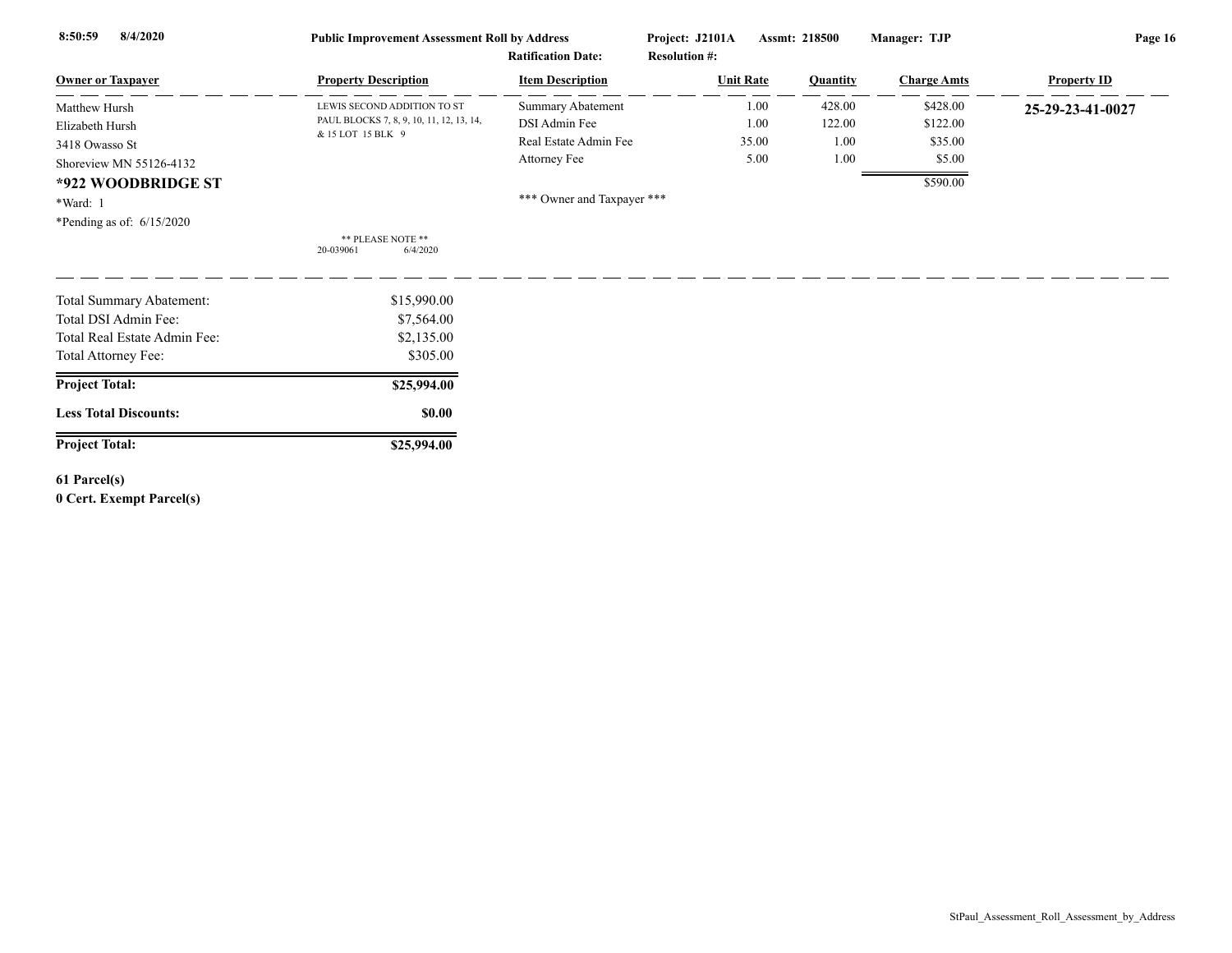| Owner or Taxpayer | Property Description | Item Description | Unit Rate | Quantity | Charge Amts | Property ID |
|---|---|---|---|---|---|---|
| Matthew Hursh<br>Elizabeth Hursh<br>3418 Owasso St<br>Shoreview MN 55126-4132<br>**\*922 WOODBRIDGE ST**<br>\*Ward: 1<br>\*Pending as of: 6/15/2020 | LEWIS SECOND ADDITION TO ST PAUL BLOCKS 7, 8, 9, 10, 11, 12, 13, 14, & 15 LOT 15 BLK 9<br><br>\*\* PLEASE NOTE \*\*<br>20-039061 6/4/2020 | Summary Abatement | 1.00 | 428.00 | $428.00 | **25-29-23-41-0027** |
| | | DSI Admin Fee | 1.00 | 122.00 | $122.00 | |
| | | Real Estate Admin Fee | 35.00 | 1.00 | $35.00 | |
| | | Attorney Fee | 5.00 | 1.00 | $5.00 | |
| | | | | | $590.00 | |
| | | \*\*\* Owner and Taxpayer \*\*\* | | | | |

| | |
|---|---|
| Total Summary Abatement: | $15,990.00 |
| Total DSI Admin Fee: | $7,564.00 |
| Total Real Estate Admin Fee: | $2,135.00 |
| Total Attorney Fee: | $305.00 |
| **Project Total:** | **$25,994.00** |
| **Less Total Discounts:** | **$0.00** |
| **Project Total:** | **$25,994.00** |

**61 Parcel(s)**
**0 Cert. Exempt Parcel(s)**